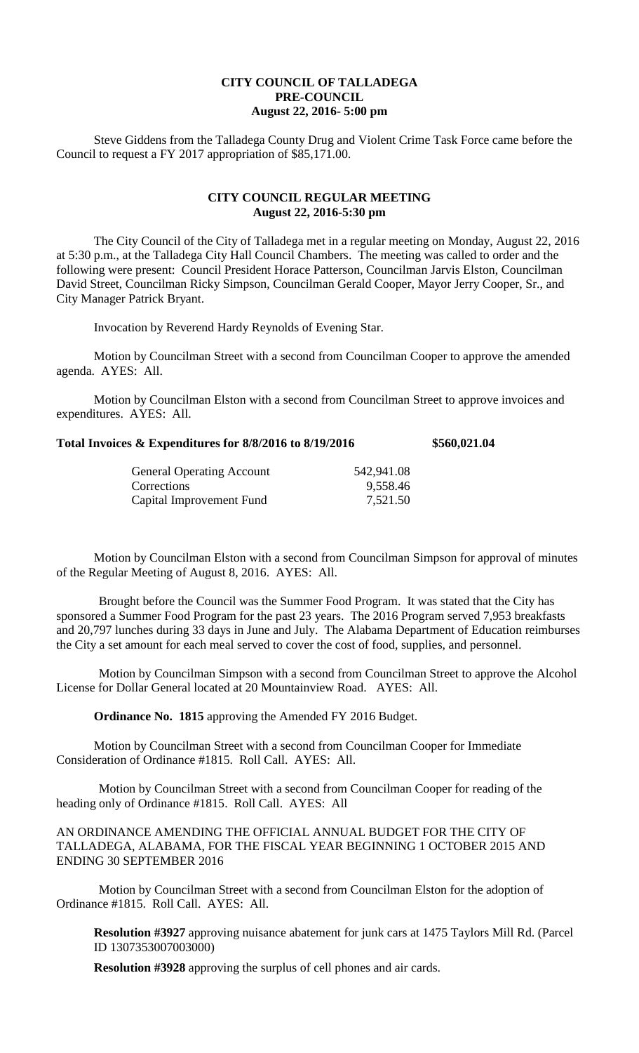**CITY COUNCIL OF TALLADEGA**
**PRE-COUNCIL**
**August 22, 2016- 5:00 pm**

Steve Giddens from the Talladega County Drug and Violent Crime Task Force came before the Council to request a FY 2017 appropriation of $85,171.00.

**CITY COUNCIL REGULAR MEETING**
**August 22, 2016-5:30 pm**

The City Council of the City of Talladega met in a regular meeting on Monday, August 22, 2016 at 5:30 p.m., at the Talladega City Hall Council Chambers. The meeting was called to order and the following were present: Council President Horace Patterson, Councilman Jarvis Elston, Councilman David Street, Councilman Ricky Simpson, Councilman Gerald Cooper, Mayor Jerry Cooper, Sr., and City Manager Patrick Bryant.

Invocation by Reverend Hardy Reynolds of Evening Star.

Motion by Councilman Street with a second from Councilman Cooper to approve the amended agenda. AYES: All.

Motion by Councilman Elston with a second from Councilman Street to approve invoices and expenditures. AYES: All.

**Total Invoices & Expenditures for 8/8/2016 to 8/19/2016 $560,021.04**

| | |
|---|---|
| General Operating Account | 542,941.08 |
| Corrections | 9,558.46 |
| Capital Improvement Fund | 7,521.50 |

Motion by Councilman Elston with a second from Councilman Simpson for approval of minutes of the Regular Meeting of August 8, 2016. AYES: All.

Brought before the Council was the Summer Food Program. It was stated that the City has sponsored a Summer Food Program for the past 23 years. The 2016 Program served 7,953 breakfasts and 20,797 lunches during 33 days in June and July. The Alabama Department of Education reimburses the City a set amount for each meal served to cover the cost of food, supplies, and personnel.

Motion by Councilman Simpson with a second from Councilman Street to approve the Alcohol License for Dollar General located at 20 Mountainview Road. AYES: All.

**Ordinance No. 1815** approving the Amended FY 2016 Budget.

Motion by Councilman Street with a second from Councilman Cooper for Immediate Consideration of Ordinance #1815. Roll Call. AYES: All.

Motion by Councilman Street with a second from Councilman Cooper for reading of the heading only of Ordinance #1815. Roll Call. AYES: All

AN ORDINANCE AMENDING THE OFFICIAL ANNUAL BUDGET FOR THE CITY OF TALLADEGA, ALABAMA, FOR THE FISCAL YEAR BEGINNING 1 OCTOBER 2015 AND ENDING 30 SEPTEMBER 2016

Motion by Councilman Street with a second from Councilman Elston for the adoption of Ordinance #1815. Roll Call. AYES: All.

**Resolution #3927** approving nuisance abatement for junk cars at 1475 Taylors Mill Rd. (Parcel ID 1307353007003000)

**Resolution #3928** approving the surplus of cell phones and air cards.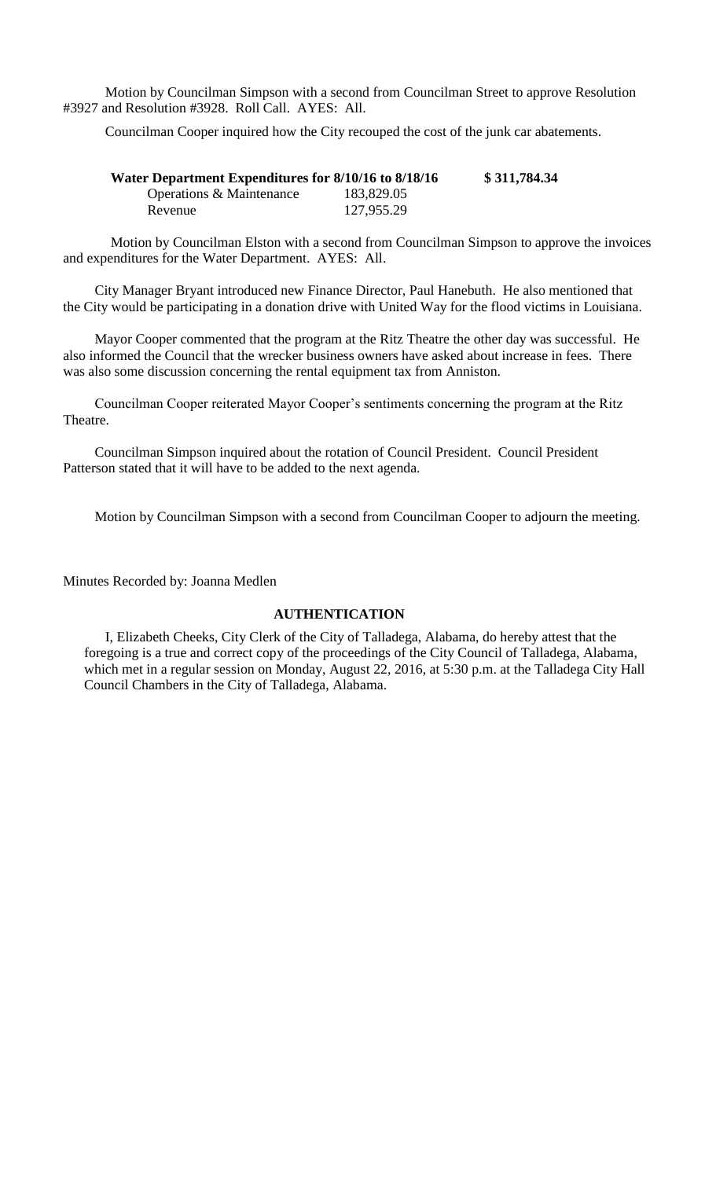Motion by Councilman Simpson with a second from Councilman Street to approve Resolution #3927 and Resolution #3928. Roll Call. AYES: All.

Councilman Cooper inquired how the City recouped the cost of the junk car abatements.

| **Water Department Expenditures for 8/10/16 to 8/18/16** | | **$ 311,784.34** |
|---|---|---|
| Operations & Maintenance | 183,829.05 | |
| Revenue | 127,955.29 | |

Motion by Councilman Elston with a second from Councilman Simpson to approve the invoices and expenditures for the Water Department. AYES: All.

City Manager Bryant introduced new Finance Director, Paul Hanebuth. He also mentioned that the City would be participating in a donation drive with United Way for the flood victims in Louisiana.

Mayor Cooper commented that the program at the Ritz Theatre the other day was successful. He also informed the Council that the wrecker business owners have asked about increase in fees. There was also some discussion concerning the rental equipment tax from Anniston.

Councilman Cooper reiterated Mayor Cooper's sentiments concerning the program at the Ritz Theatre.

Councilman Simpson inquired about the rotation of Council President. Council President Patterson stated that it will have to be added to the next agenda.

Motion by Councilman Simpson with a second from Councilman Cooper to adjourn the meeting.

Minutes Recorded by: Joanna Medlen

**AUTHENTICATION**

I, Elizabeth Cheeks, City Clerk of the City of Talladega, Alabama, do hereby attest that the foregoing is a true and correct copy of the proceedings of the City Council of Talladega, Alabama, which met in a regular session on Monday, August 22, 2016, at 5:30 p.m. at the Talladega City Hall Council Chambers in the City of Talladega, Alabama.